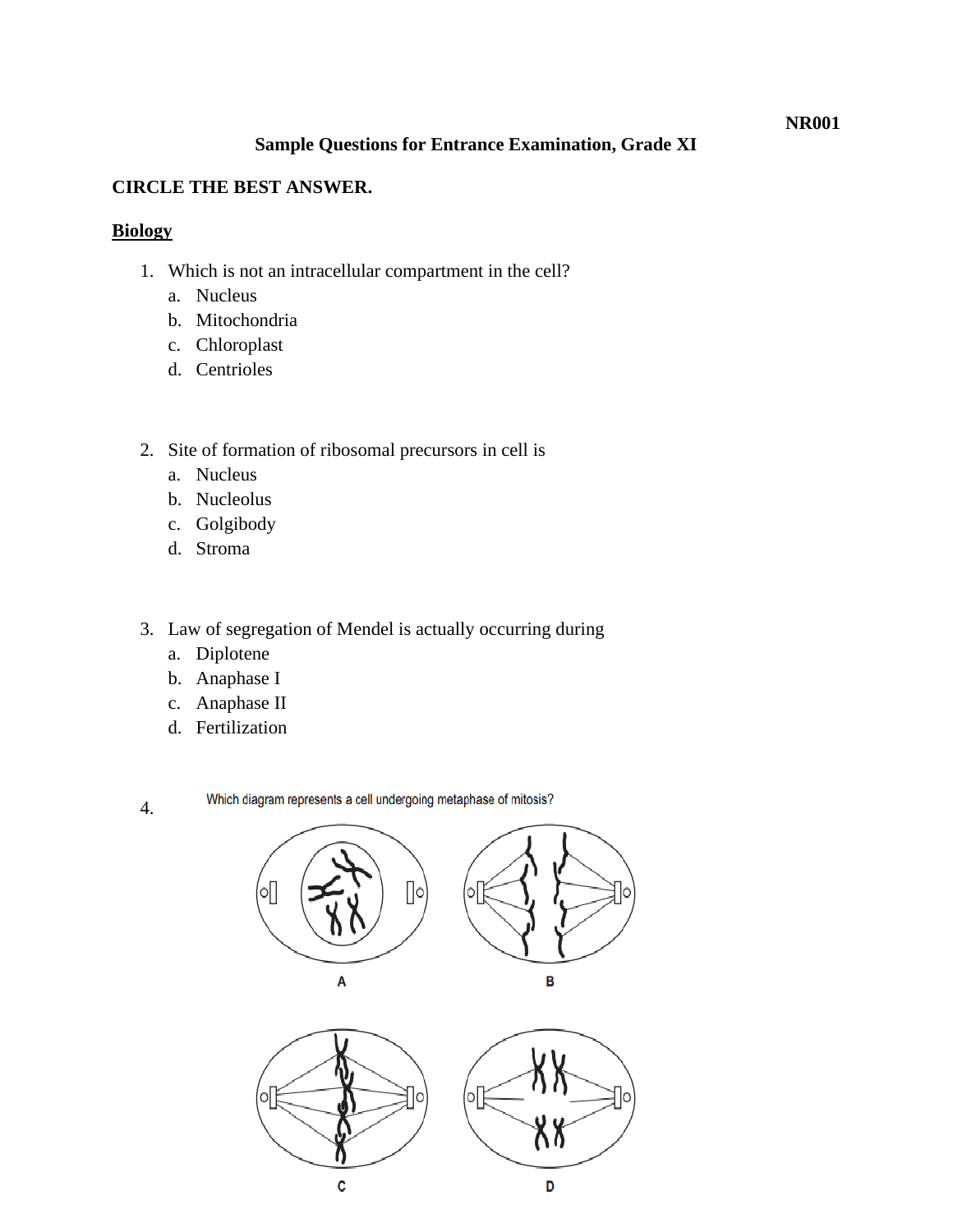**NR001**

**Sample Questions for Entrance Examination, Grade XI**

**CIRCLE THE BEST ANSWER.**

## Biology

1. Which is not an intracellular compartment in the cell?
   a. Nucleus
   b. Mitochondria
   c. Chloroplast
   d. Centrioles

2. Site of formation of ribosomal precursors in cell is
   a. Nucleus
   b. Nucleolus
   c. Golgibody
   d. Stroma

3. Law of segregation of Mendel is actually occurring during
   a. Diplotene
   b. Anaphase I
   c. Anaphase II
   d. Fertilization

4. Which diagram represents a cell undergoing metaphase of mitosis?

A

B

C

D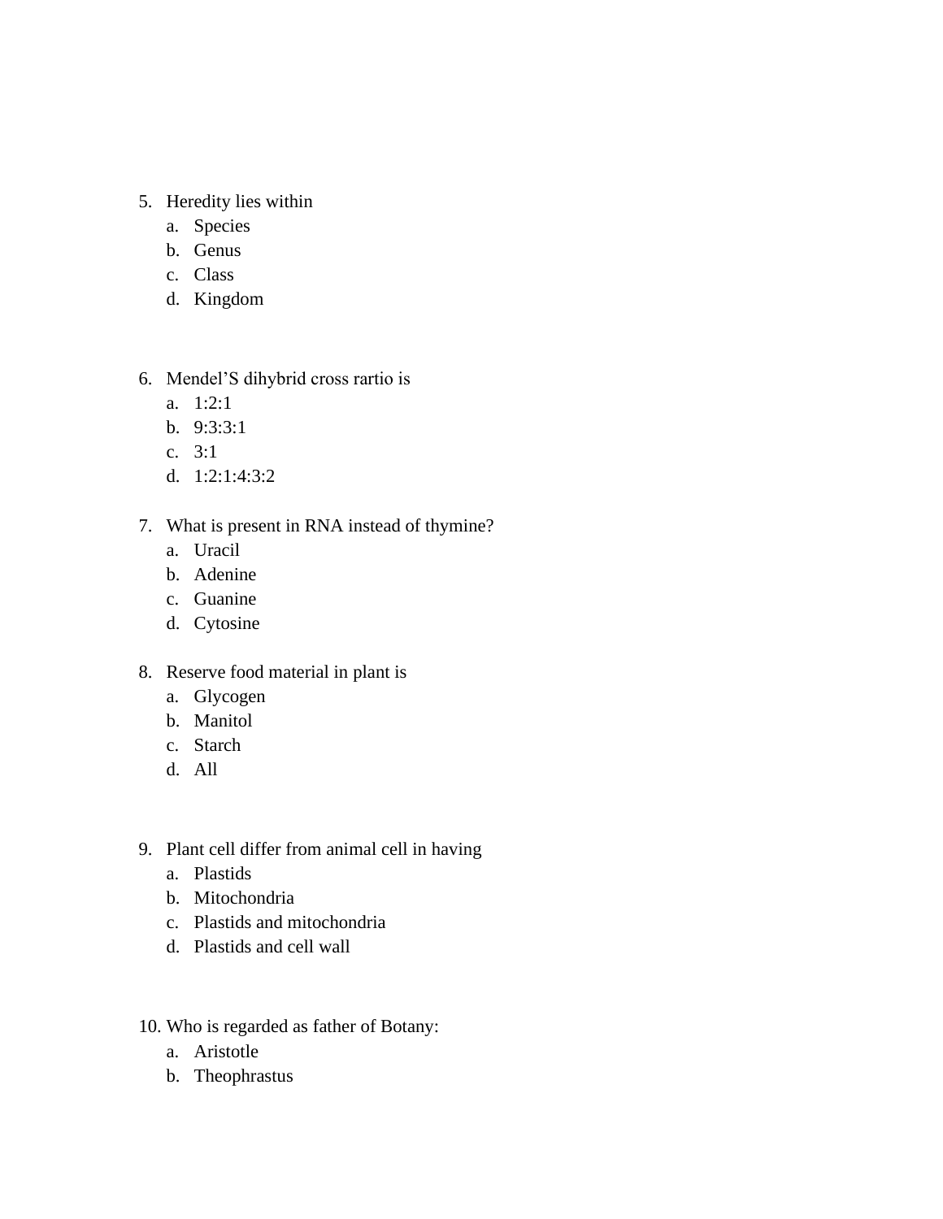5. Heredity lies within
    a. Species
    b. Genus
    c. Class
    d. Kingdom

6. Mendel'S dihybrid cross rartio is
    a. 1:2:1
    b. 9:3:3:1
    c. 3:1
    d. 1:2:1:4:3:2

7. What is present in RNA instead of thymine?
    a. Uracil
    b. Adenine
    c. Guanine
    d. Cytosine

8. Reserve food material in plant is
    a. Glycogen
    b. Manitol
    c. Starch
    d. All

9. Plant cell differ from animal cell in having
    a. Plastids
    b. Mitochondria
    c. Plastids and mitochondria
    d. Plastids and cell wall

10. Who is regarded as father of Botany:
    a. Aristotle
    b. Theophrastus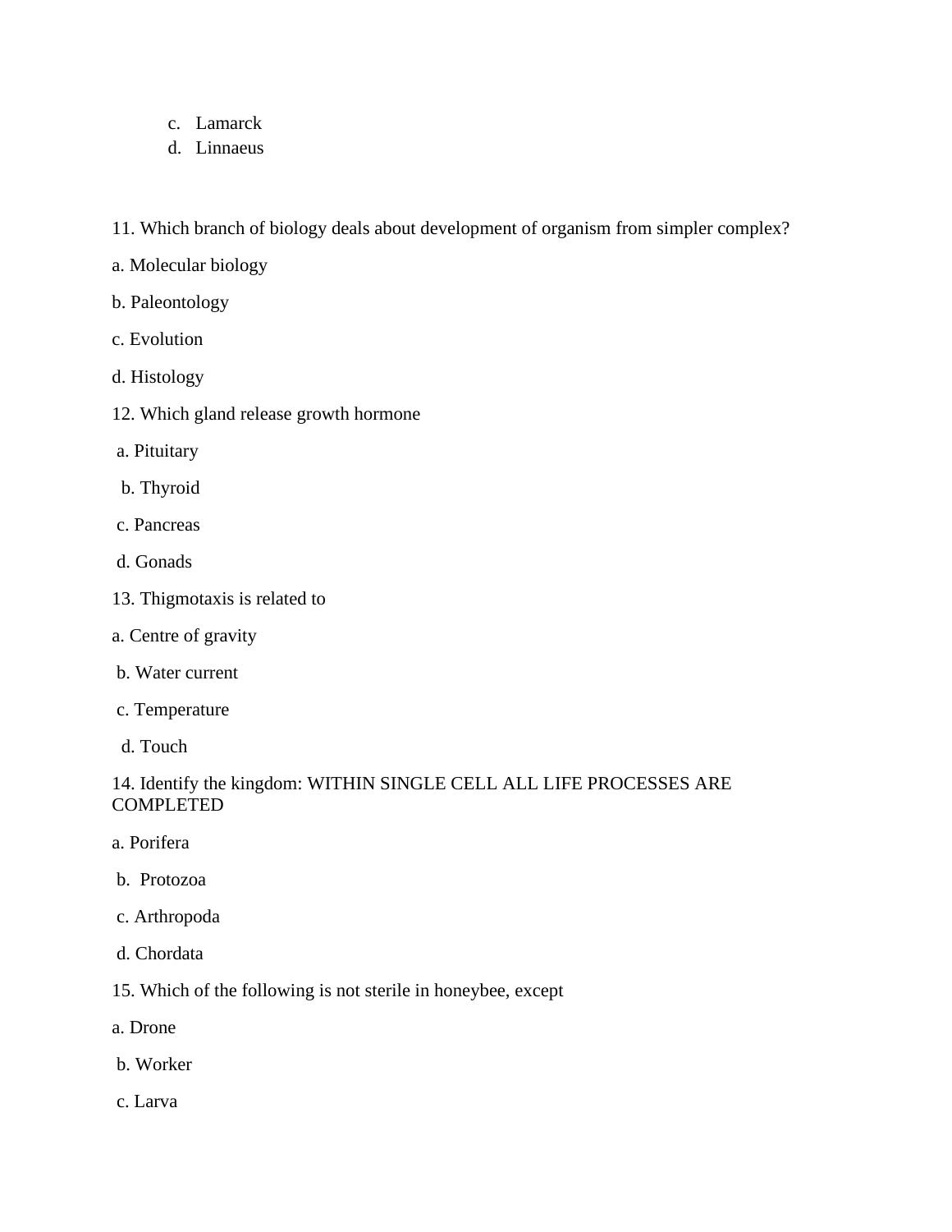c. Lamarck
d. Linnaeus

11. Which branch of biology deals about development of organism from simpler complex?

a. Molecular biology

b. Paleontology

c. Evolution

d. Histology

12. Which gland release growth hormone

a. Pituitary

b. Thyroid

c. Pancreas

d. Gonads

13. Thigmotaxis is related to

a. Centre of gravity

b. Water current

c. Temperature

d. Touch

14. Identify the kingdom: WITHIN SINGLE CELL ALL LIFE PROCESSES ARE COMPLETED

a. Porifera

b. Protozoa

c. Arthropoda

d. Chordata

15. Which of the following is not sterile in honeybee, except

a. Drone

b. Worker

c. Larva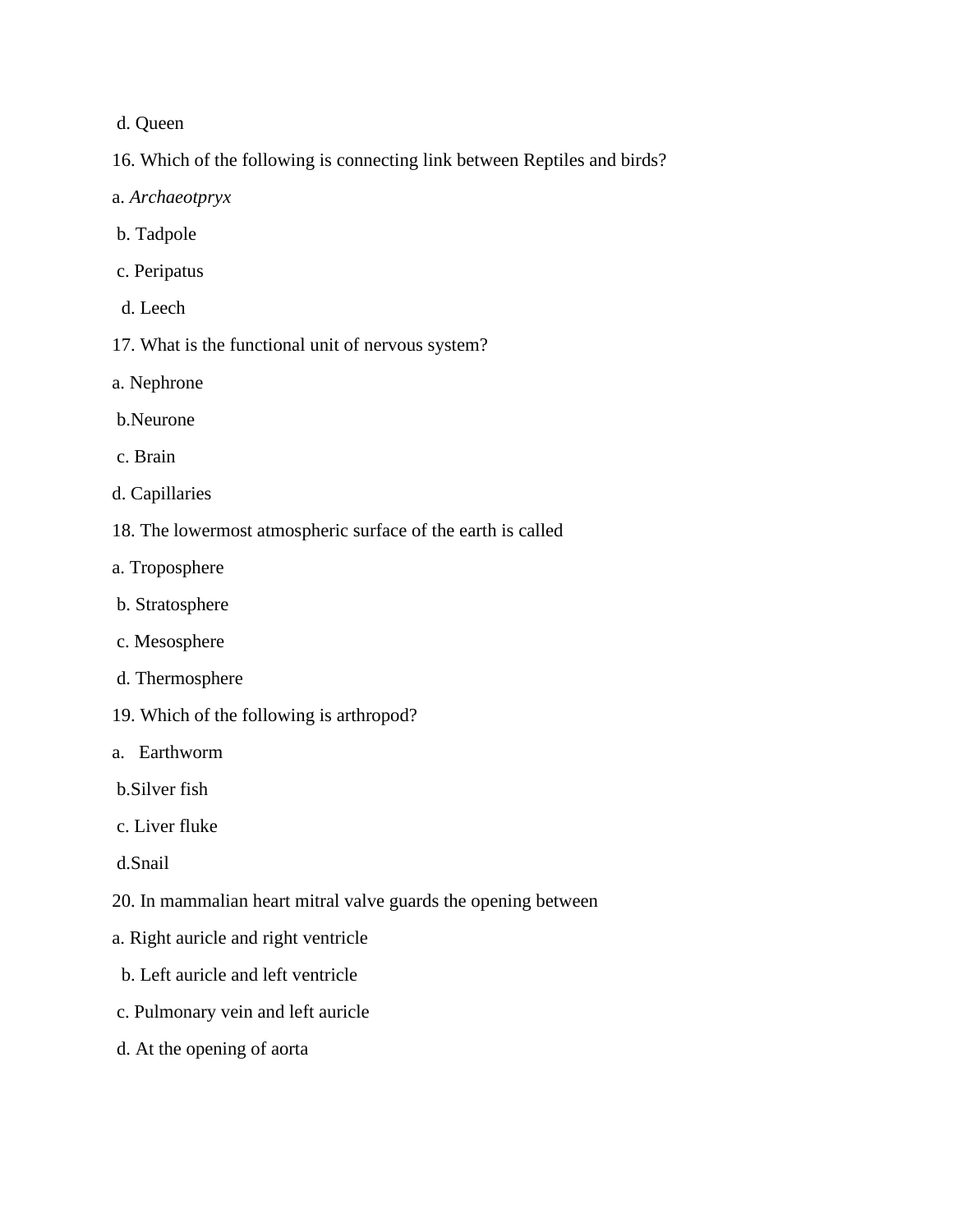d. Queen

16. Which of the following is connecting link between Reptiles and birds?

a. *Archaeotpryx*

b. Tadpole

c. Peripatus

d. Leech

17. What is the functional unit of nervous system?

a. Nephrone

b.Neurone

c. Brain

d. Capillaries

18. The lowermost atmospheric surface of the earth is called

a. Troposphere

b. Stratosphere

c. Mesosphere

d. Thermosphere

19. Which of the following is arthropod?

a. Earthworm

b.Silver fish

c. Liver fluke

d.Snail

20. In mammalian heart mitral valve guards the opening between

a. Right auricle and right ventricle

b. Left auricle and left ventricle

c. Pulmonary vein and left auricle

d. At the opening of aorta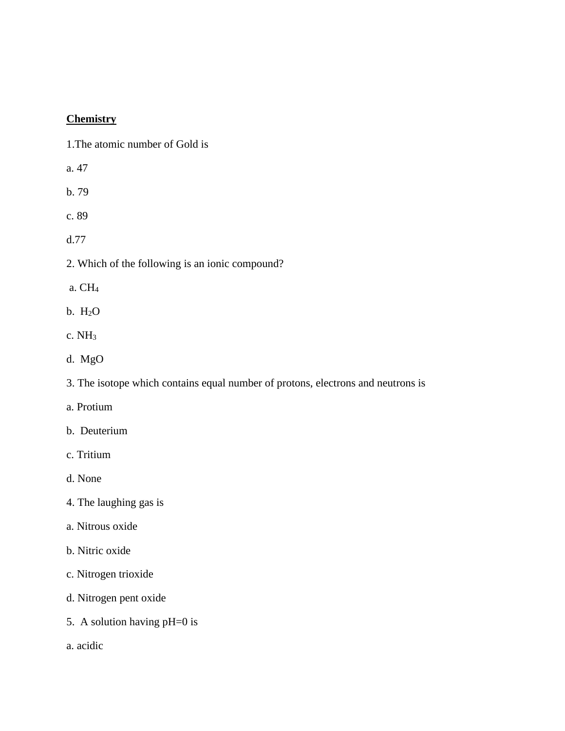**Chemistry**

1.The atomic number of Gold is

a. 47

b. 79

c. 89

d.77

2. Which of the following is an ionic compound?

a. $CH_4$

b. $H_2O$

c. $NH_3$

d. MgO

3. The isotope which contains equal number of protons, electrons and neutrons is

a. Protium

b. Deuterium

c. Tritium

d. None

4. The laughing gas is

a. Nitrous oxide

b. Nitric oxide

c. Nitrogen trioxide

d. Nitrogen pent oxide

5. A solution having pH=0 is

a. acidic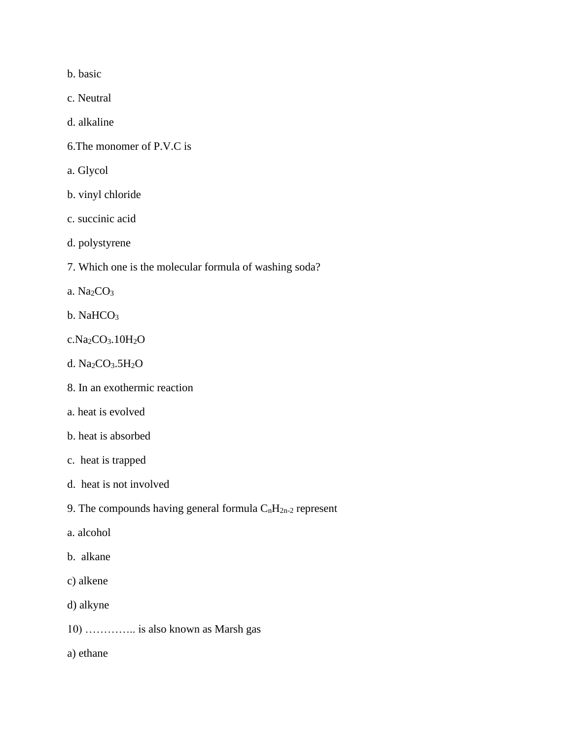b. basic

c. Neutral

d. alkaline

6.The monomer of P.V.C is

a. Glycol

b. vinyl chloride

c. succinic acid

d. polystyrene

7. Which one is the molecular formula of washing soda?

a. $Na_2CO_3$

b. $NaHCO_3$

c.$Na_2CO_3.10H_2O$

d. $Na_2CO_3.5H_2O$

8. In an exothermic reaction

a. heat is evolved

b. heat is absorbed

c. heat is trapped

d. heat is not involved

9. The compounds having general formula $C_nH_{2n-2}$ represent

a. alcohol

b. alkane

c) alkene

d) alkyne

10) ………….. is also known as Marsh gas

a) ethane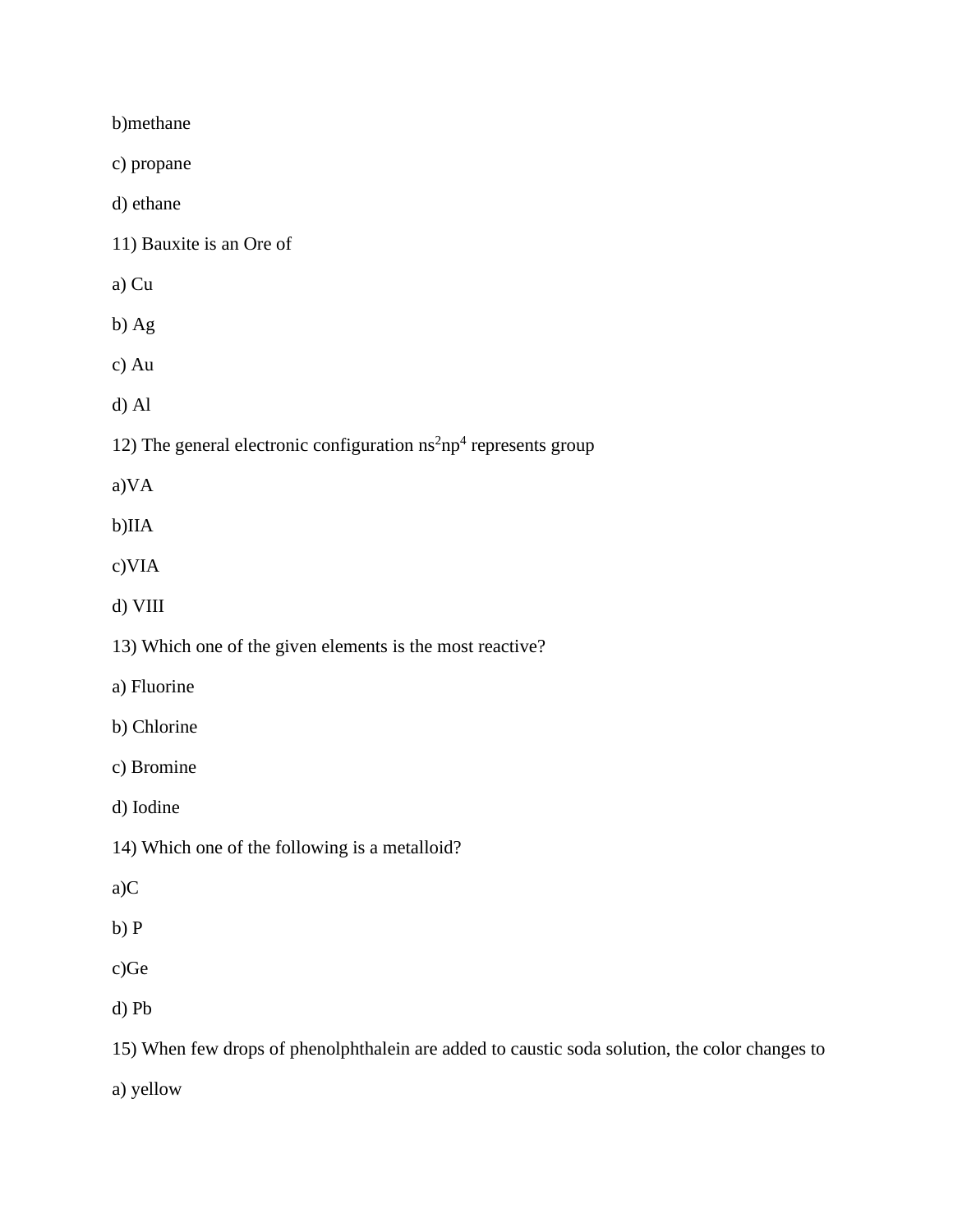b)methane

c) propane

d) ethane

11) Bauxite is an Ore of

a) Cu

b) Ag

c) Au

d) Al

12) The general electronic configuration $ns^2np^4$ represents group

a)VA

b)IIA

c)VIA

d) VIII

13) Which one of the given elements is the most reactive?

a) Fluorine

b) Chlorine

c) Bromine

d) Iodine

14) Which one of the following is a metalloid?

a)C

b) P

c)Ge

d) Pb

15) When few drops of phenolphthalein are added to caustic soda solution, the color changes to

a) yellow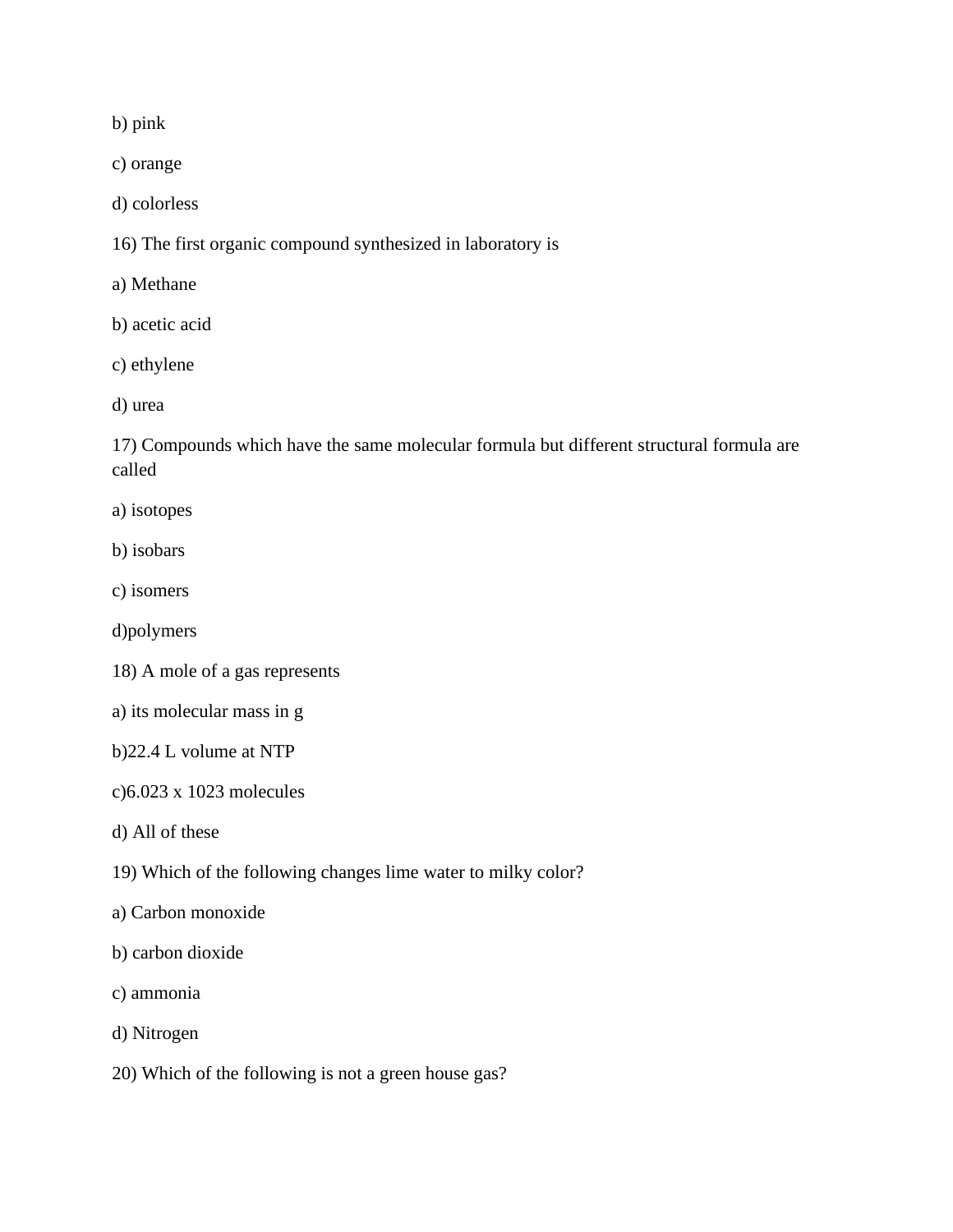b) pink

c) orange

d) colorless

16) The first organic compound synthesized in laboratory is

a) Methane

b) acetic acid

c) ethylene

d) urea

17) Compounds which have the same molecular formula but different structural formula are called

a) isotopes

b) isobars

c) isomers

d)polymers

18) A mole of a gas represents

a) its molecular mass in g

b)22.4 L volume at NTP

c)6.023 x 1023 molecules

d) All of these

19) Which of the following changes lime water to milky color?

a) Carbon monoxide

b) carbon dioxide

c) ammonia

d) Nitrogen

20) Which of the following is not a green house gas?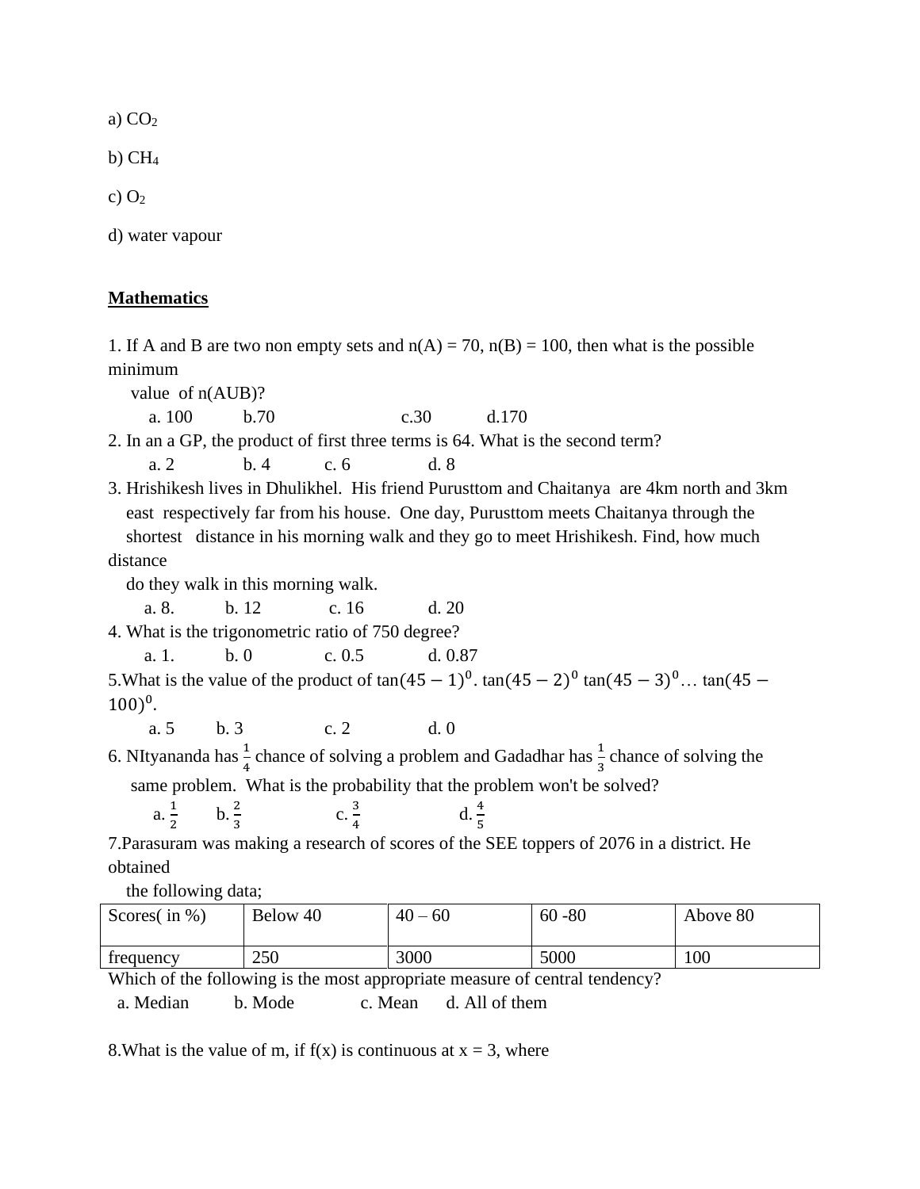a) $CO_2$

b) $CH_4$

c) $O_2$

d) water vapour

**Mathematics**

1. If A and B are two non empty sets and n(A) = 70, n(B) = 100, then what is the possible minimum value of n(AUB)?

   a. 100 b.70 c.30 d.170

2. In an a GP, the product of first three terms is 64. What is the second term?

   a. 2 b. 4 c. 6 d. 8

3. Hrishikesh lives in Dhulikhel. His friend Purusttom and Chaitanya are 4km north and 3km east respectively far from his house. One day, Purusttom meets Chaitanya through the shortest distance in his morning walk and they go to meet Hrishikesh. Find, how much distance do they walk in this morning walk.

   a. 8. b. 12 c. 16 d. 20

4. What is the trigonometric ratio of 750 degree?

   a. 1. b. 0 c. 0.5 d. 0.87

5. What is the value of the product of $\tan(45-1)^0 . \tan(45-2)^0 \tan(45-3)^0 \ldots \tan(45-100)^0$.

   a. 5 b. 3 c. 2 d. 0

6. NItyananda has $\frac{1}{4}$ chance of solving a problem and Gadadhar has $\frac{1}{3}$ chance of solving the same problem. What is the probability that the problem won't be solved?

   a. $\frac{1}{2}$ b. $\frac{2}{3}$ c. $\frac{3}{4}$ d. $\frac{4}{5}$

7. Parasuram was making a research of scores of the SEE toppers of 2076 in a district. He obtained the following data;

| Scores( in %) | Below 40 | 40 – 60 | 60 -80 | Above 80 |
|---|---|---|---|---|
| frequency | 250 | 3000 | 5000 | 100 |

Which of the following is the most appropriate measure of central tendency?

   a. Median b. Mode c. Mean d. All of them

8. What is the value of m, if f(x) is continuous at x = 3, where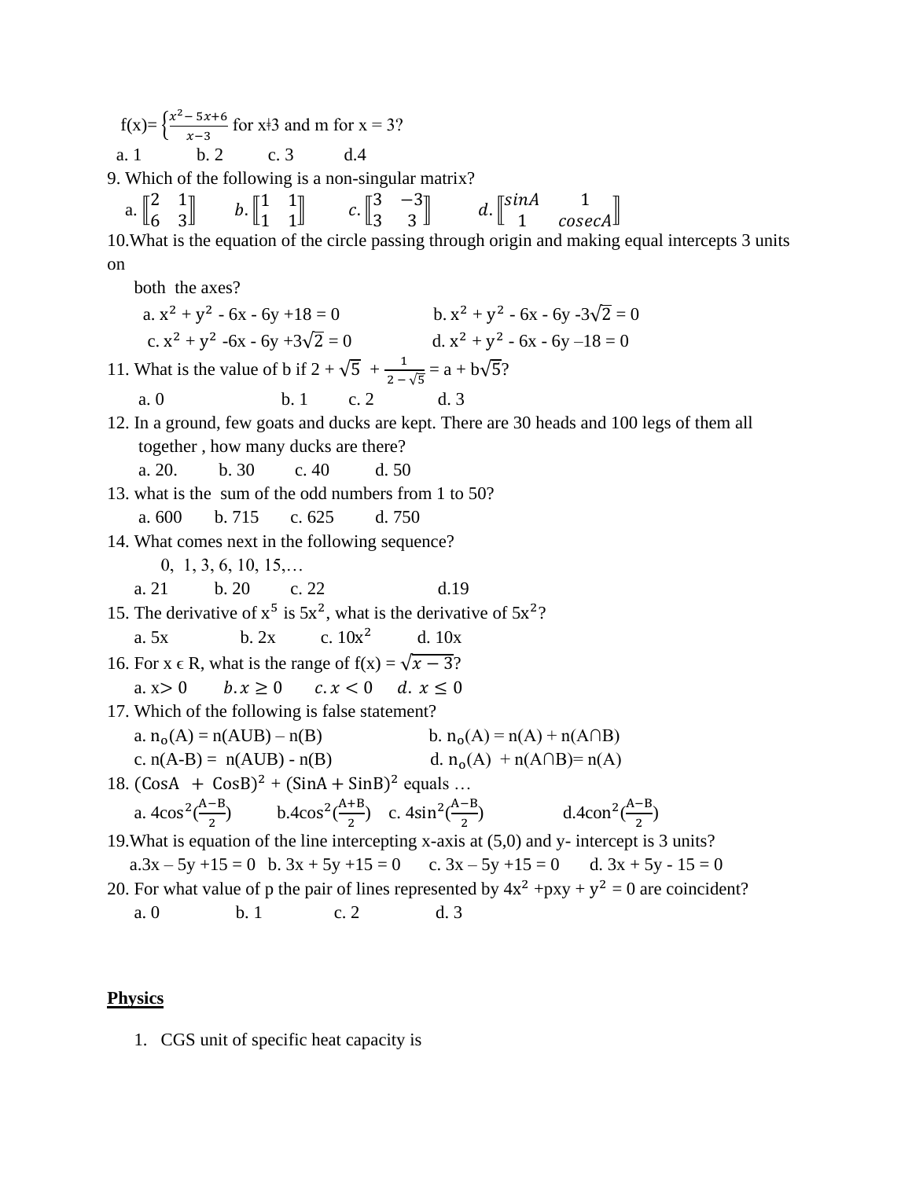f(x)= $\begin{cases} \frac{x^2 - 5x+6}{x-3} \end{cases}$ for x≠3 and m for x = 3?

a. 1 b. 2 c. 3 d.4

9. Which of the following is a non-singular matrix?

a. $\begin{bmatrix} 2 & 1 \\ 6 & 3 \end{bmatrix}$ b. $\begin{bmatrix} 1 & 1 \\ 1 & 1 \end{bmatrix}$ c. $\begin{bmatrix} 3 & -3 \\ 3 & 3 \end{bmatrix}$ d. $\begin{bmatrix} sinA & 1 \\ 1 & cosecA \end{bmatrix}$

10.What is the equation of the circle passing through origin and making equal intercepts 3 units on both the axes?

a. $x^2 + y^2 - 6x - 6y + 18 = 0$ b. $x^2 + y^2 - 6x - 6y - 3\sqrt{2} = 0$

c. $x^2 + y^2 - 6x - 6y + 3\sqrt{2} = 0$ d. $x^2 + y^2 - 6x - 6y - 18 = 0$

11. What is the value of b if $2 + \sqrt{5} + \frac{1}{2 - \sqrt{5}} = a + b\sqrt{5}$?

a. 0 b. 1 c. 2 d. 3

12. In a ground, few goats and ducks are kept. There are 30 heads and 100 legs of them all together , how many ducks are there?

a. 20. b. 30 c. 40 d. 50

13. what is the sum of the odd numbers from 1 to 50?

a. 600 b. 715 c. 625 d. 750

14. What comes next in the following sequence?

0, 1, 3, 6, 10, 15,…

a. 21 b. 20 c. 22 d.19

15. The derivative of $x^5$ is $5x^2$, what is the derivative of $5x^2$?

a. 5x b. 2x c. $10x^2$ d. 10x

16. For x ϵ R, what is the range of f(x) = $\sqrt{x-3}$?

a. $x > 0$ b. $x \geq 0$ c. $x < 0$ d. $x \leq 0$

17. Which of the following is false statement?

a. $n_o(A) = n(A \cup B) - n(B)$ b. $n_o(A) = n(A) + n(A \cap B)$

c. $n(A-B) = n(A \cup B) - n(B)$ d. $n_o(A) + n(A \cap B) = n(A)$

18. $(\text{Cos}A + \text{Cos}B)^2 + (\text{Sin}A + \text{Sin}B)^2$ equals …

a. $4\cos^2(\frac{A-B}{2})$ b. $4\cos^2(\frac{A+B}{2})$ c. $4\sin^2(\frac{A-B}{2})$ d. $4\text{con}^2(\frac{A-B}{2})$

19.What is equation of the line intercepting x-axis at (5,0) and y- intercept is 3 units?

a. $3x - 5y + 15 = 0$ b. $3x + 5y + 15 = 0$ c. $3x - 5y + 15 = 0$ d. $3x + 5y - 15 = 0$

20. For what value of p the pair of lines represented by $4x^2 + pxy + y^2 = 0$ are coincident?

a. 0 b. 1 c. 2 d. 3

**Physics**

1. CGS unit of specific heat capacity is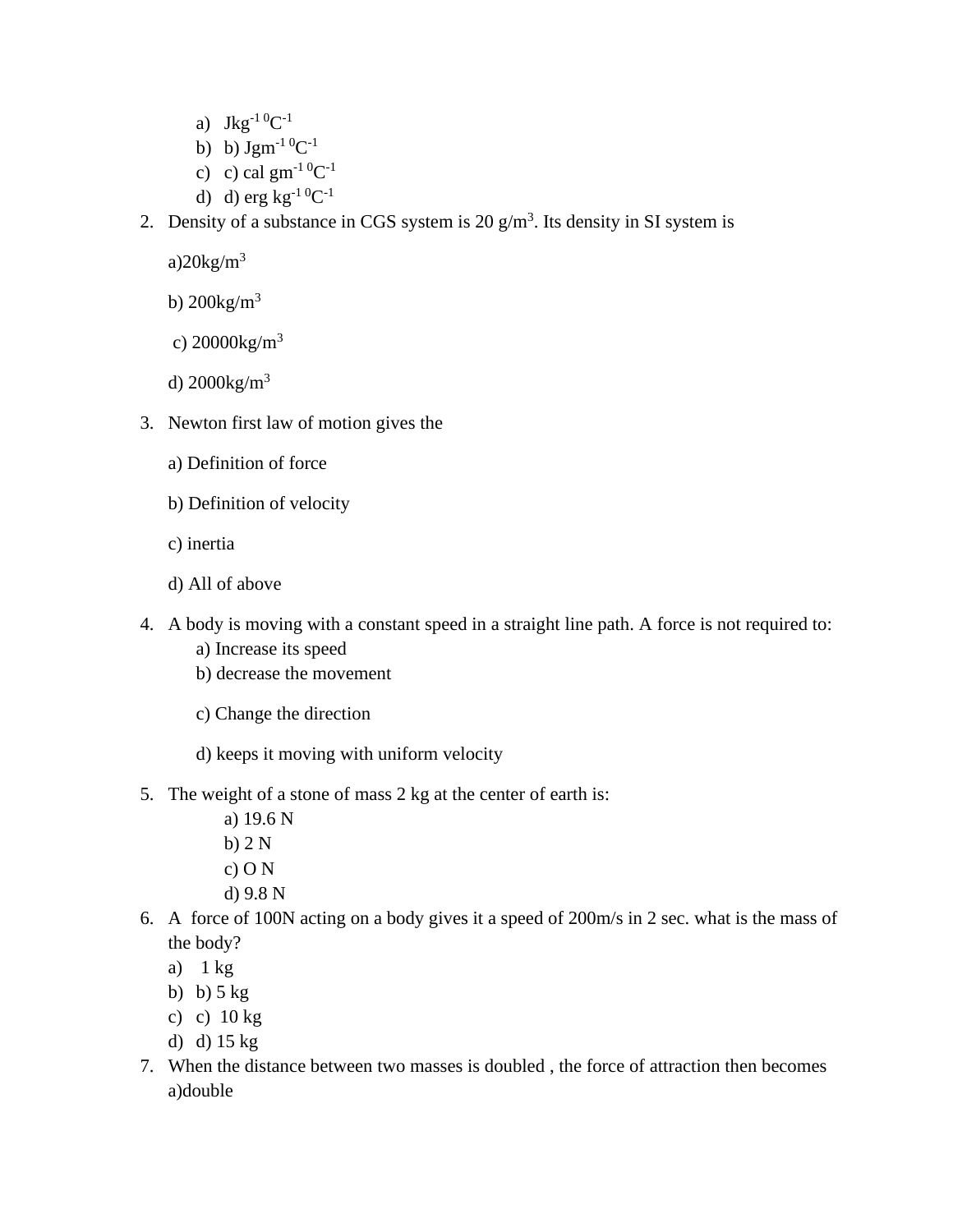a) $Jkg^{-1}\,{}^{0}C^{-1}$
b) b) $Jgm^{-1}\,{}^{0}C^{-1}$
c) c) cal $gm^{-1}\,{}^{0}C^{-1}$
d) d) erg $kg^{-1}\,{}^{0}C^{-1}$

2. Density of a substance in CGS system is 20 $g/m^3$. Its density in SI system is

   a)20$kg/m^3$

   b) 200$kg/m^3$

   c) 20000$kg/m^3$

   d) 2000$kg/m^3$

3. Newton first law of motion gives the

   a) Definition of force

   b) Definition of velocity

   c) inertia

   d) All of above

4. A body is moving with a constant speed in a straight line path. A force is not required to:
   a) Increase its speed
   b) decrease the movement

   c) Change the direction

   d) keeps it moving with uniform velocity

5. The weight of a stone of mass 2 kg at the center of earth is:
   a) 19.6 N
   b) 2 N
   c) O N
   d) 9.8 N

6. A force of 100N acting on a body gives it a speed of 200m/s in 2 sec. what is the mass of the body?
   a) 1 kg
   b) b) 5 kg
   c) c) 10 kg
   d) d) 15 kg

7. When the distance between two masses is doubled , the force of attraction then becomes
   a)double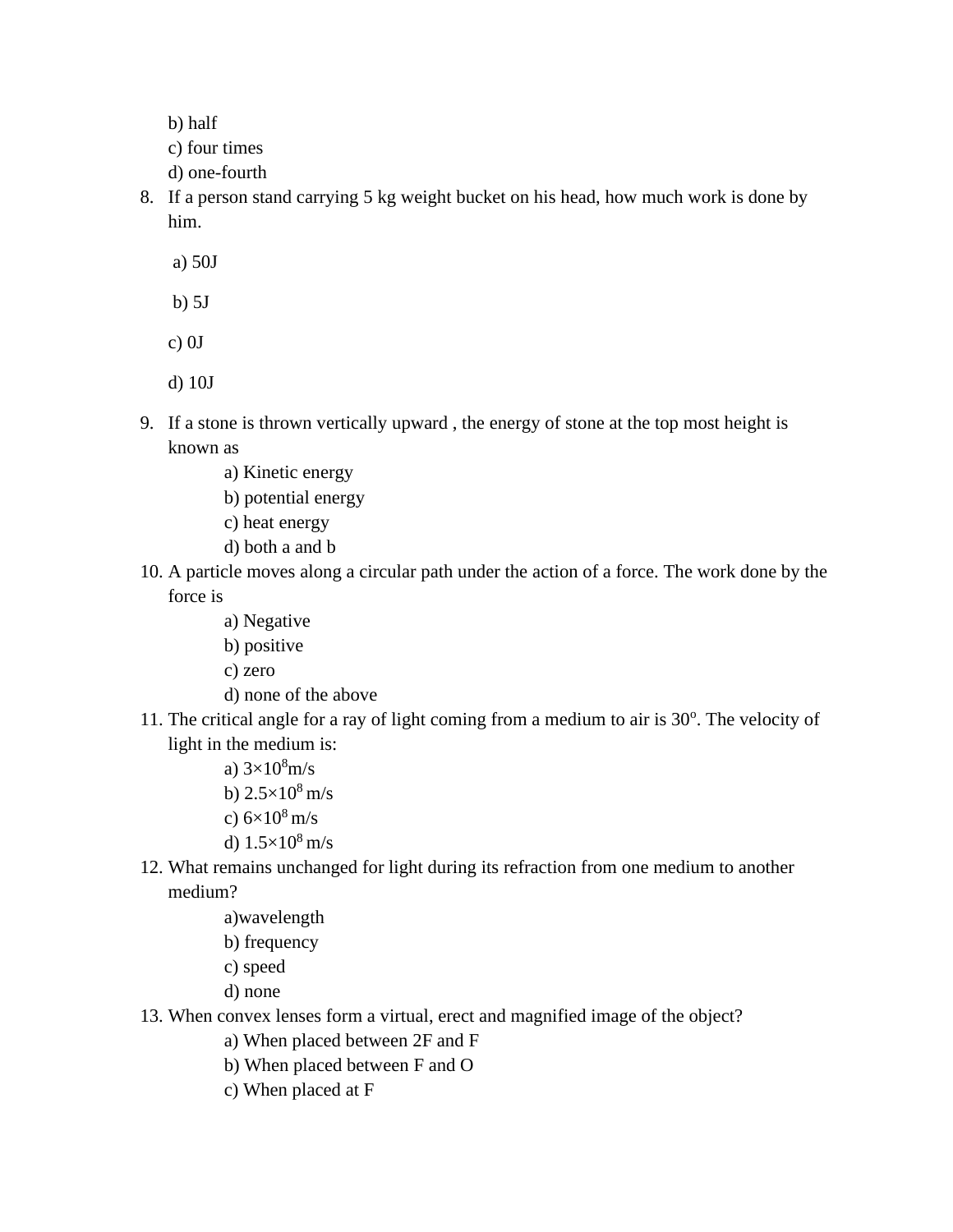b) half
c) four times
d) one-fourth

8. If a person stand carrying 5 kg weight bucket on his head, how much work is done by him.

 a) 50J

 b) 5J

 c) 0J

 d) 10J

9. If a stone is thrown vertically upward , the energy of stone at the top most height is known as
   a) Kinetic energy
   b) potential energy
   c) heat energy
   d) both a and b
10. A particle moves along a circular path under the action of a force. The work done by the force is
    a) Negative
    b) positive
    c) zero
    d) none of the above
11. The critical angle for a ray of light coming from a medium to air is $30^o$. The velocity of light in the medium is:
    a) $3\times10^8$m/s
    b) $2.5\times10^8$ m/s
    c) $6\times10^8$ m/s
    d) $1.5\times10^8$ m/s
12. What remains unchanged for light during its refraction from one medium to another medium?
    a)wavelength
    b) frequency
    c) speed
    d) none
13. When convex lenses form a virtual, erect and magnified image of the object?
    a) When placed between 2F and F
    b) When placed between F and O
    c) When placed at F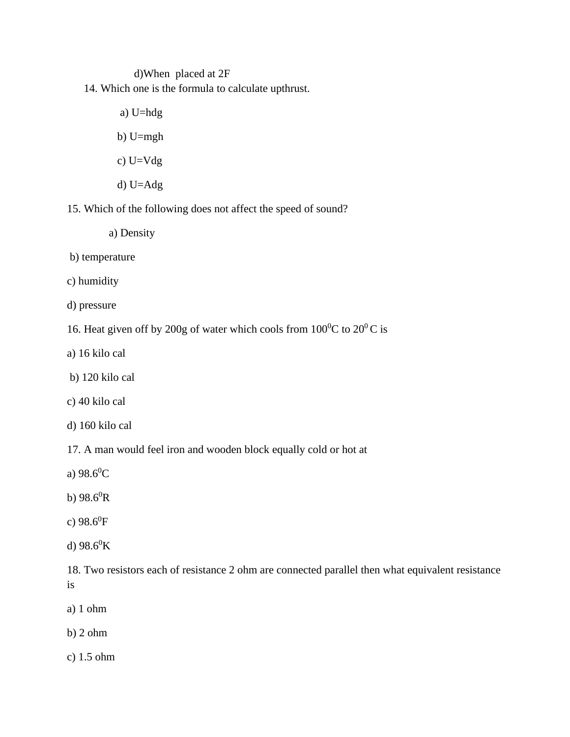d)When placed at 2F

14. Which one is the formula to calculate upthrust.

a) U=hdg

b) U=mgh

c) U=Vdg

d) U=Adg

15. Which of the following does not affect the speed of sound?

a) Density

b) temperature

c) humidity

d) pressure

16. Heat given off by 200g of water which cools from $100^0$C to $20^0$ C is

a) 16 kilo cal

b) 120 kilo cal

c) 40 kilo cal

d) 160 kilo cal

17. A man would feel iron and wooden block equally cold or hot at

a) $98.6^0$C

b) $98.6^0$R

c) $98.6^0$F

d) $98.6^0$K

18. Two resistors each of resistance 2 ohm are connected parallel then what equivalent resistance is

a) 1 ohm

b) 2 ohm

c) 1.5 ohm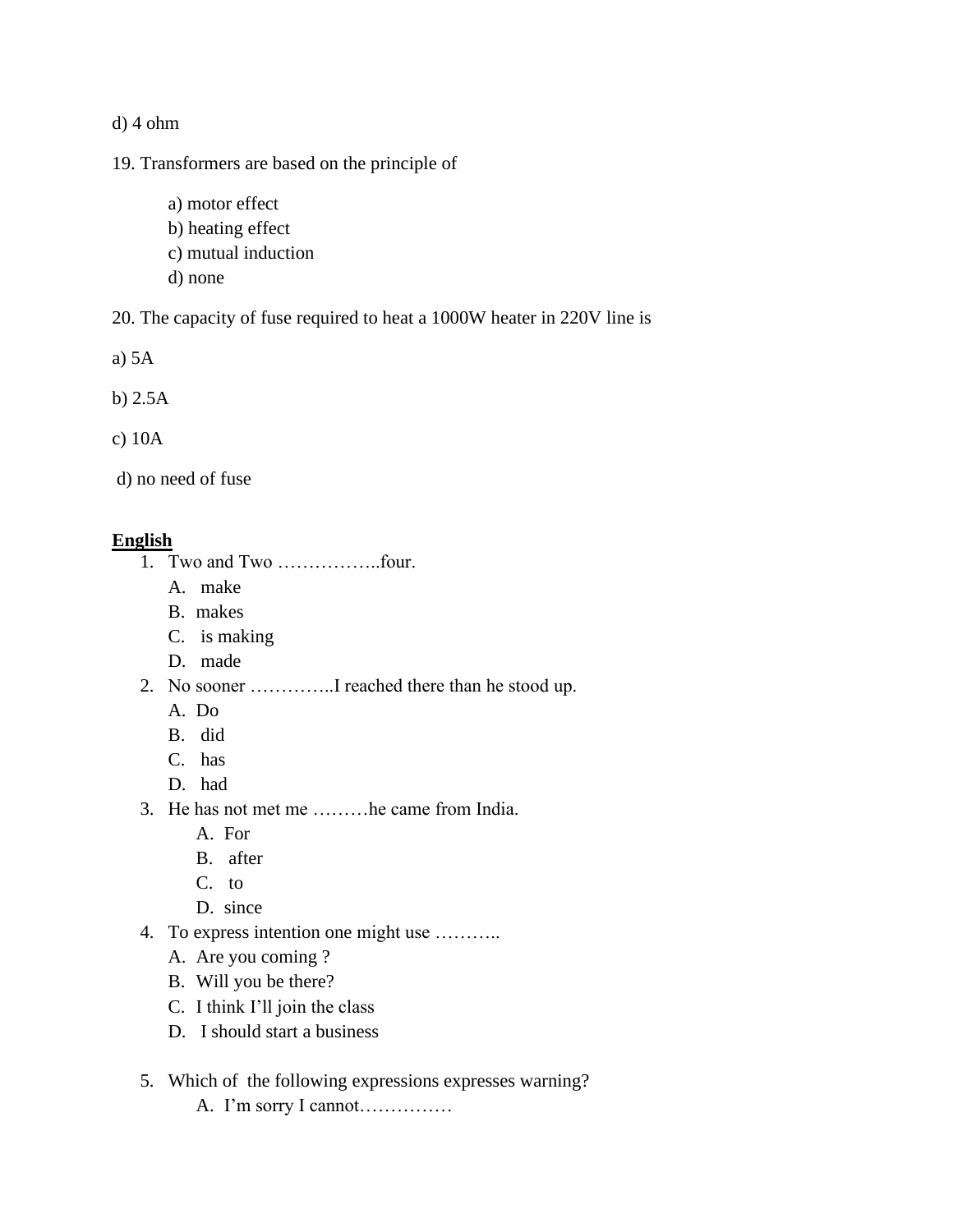d) 4 ohm

19. Transformers are based on the principle of

    a) motor effect
    b) heating effect
    c) mutual induction
    d) none

20. The capacity of fuse required to heat a 1000W heater in 220V line is

a) 5A

b) 2.5A

c) 10A

d) no need of fuse

**English**

1. Two and Two ……………..four.
   A. make
   B. makes
   C. is making
   D. made
2. No sooner …………..I reached there than he stood up.
   A. Do
   B. did
   C. has
   D. had
3. He has not met me ………he came from India.
   A. For
   B. after
   C. to
   D. since
4. To express intention one might use ………..
   A. Are you coming ?
   B. Will you be there?
   C. I think I'll join the class
   D. I should start a business

5. Which of the following expressions expresses warning?
   A. I'm sorry I cannot……………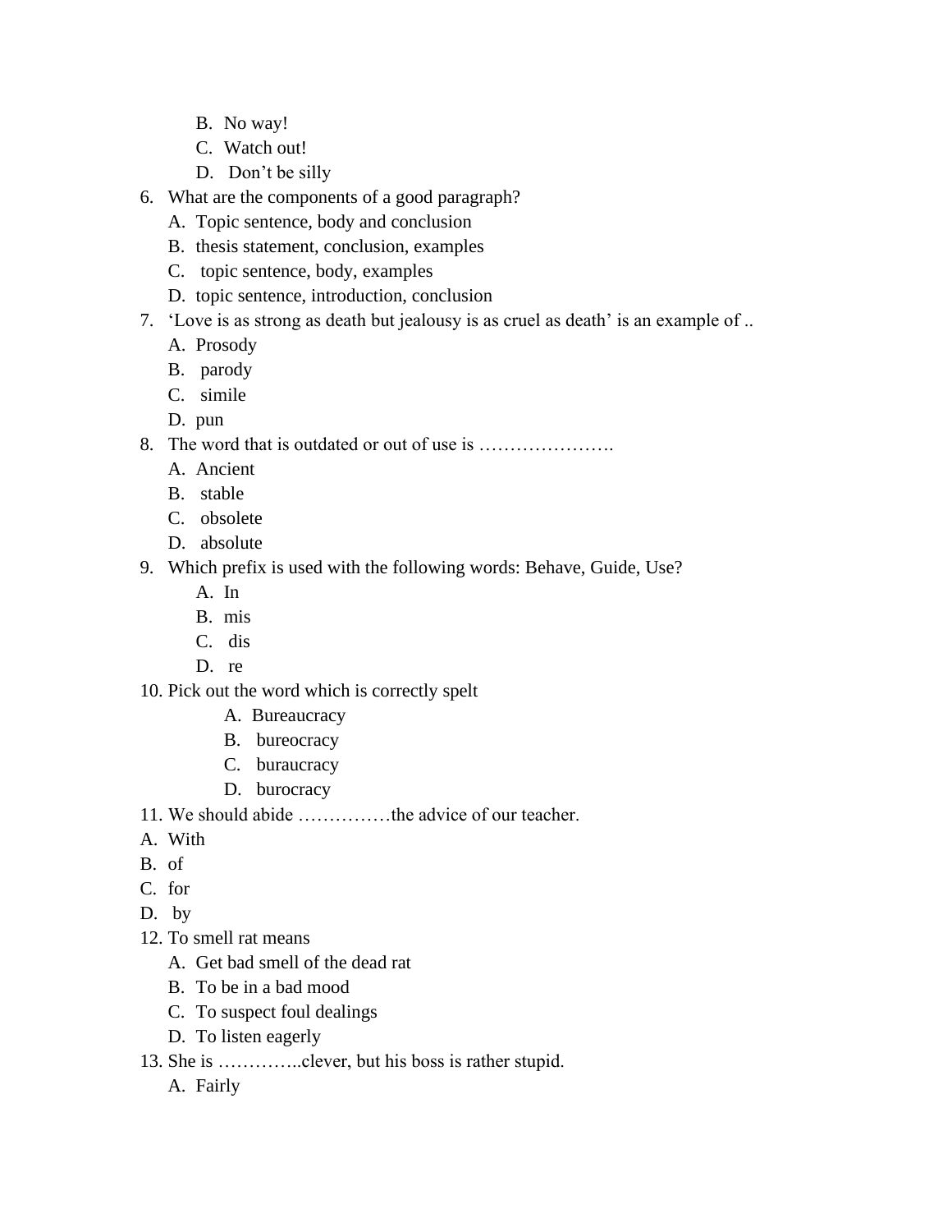B. No way!
C. Watch out!
D. Don't be silly

6. What are the components of a good paragraph?
   A. Topic sentence, body and conclusion
   B. thesis statement, conclusion, examples
   C. topic sentence, body, examples
   D. topic sentence, introduction, conclusion
7. 'Love is as strong as death but jealousy is as cruel as death' is an example of ..
   A. Prosody
   B. parody
   C. simile
   D. pun
8. The word that is outdated or out of use is ………………….
   A. Ancient
   B. stable
   C. obsolete
   D. absolute
9. Which prefix is used with the following words: Behave, Guide, Use?
   A. In
   B. mis
   C. dis
   D. re
10. Pick out the word which is correctly spelt
    A. Bureaucracy
    B. bureocracy
    C. buraucracy
    D. burocracy
11. We should abide ……………the advice of our teacher.

A. With
B. of
C. for
D. by

12. To smell rat means
    A. Get bad smell of the dead rat
    B. To be in a bad mood
    C. To suspect foul dealings
    D. To listen eagerly
13. She is …………..clever, but his boss is rather stupid.
    A. Fairly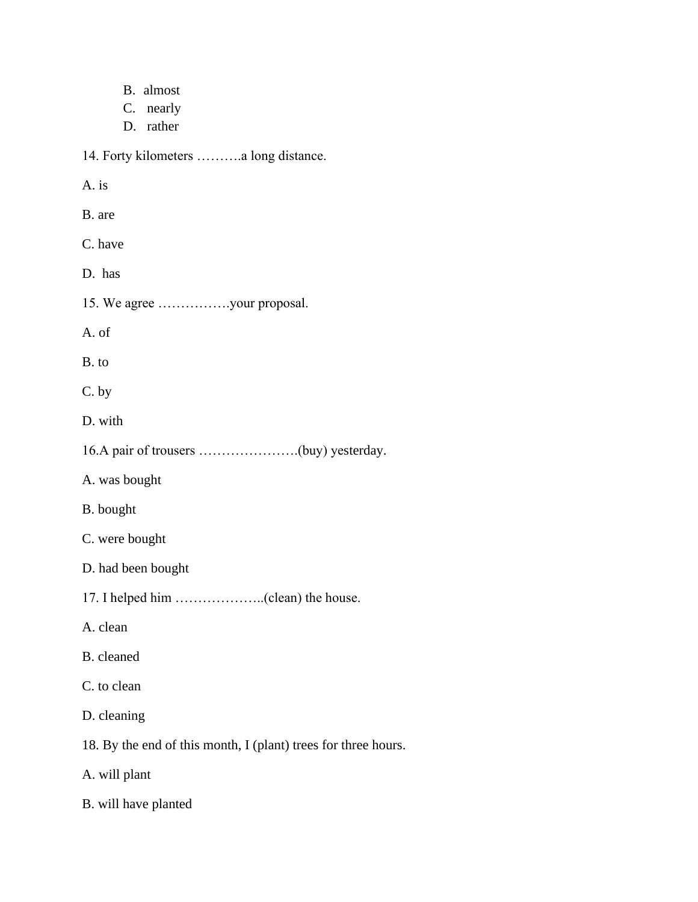B. almost
C. nearly
D. rather

14. Forty kilometers ……….a long distance.

A. is

B. are

C. have

D. has

15. We agree …………….your proposal.

A. of

B. to

C. by

D. with

16.A pair of trousers ………………….(buy) yesterday.

A. was bought

B. bought

C. were bought

D. had been bought

17. I helped him ………………..(clean) the house.

A. clean

B. cleaned

C. to clean

D. cleaning

18. By the end of this month, I (plant) trees for three hours.

A. will plant

B. will have planted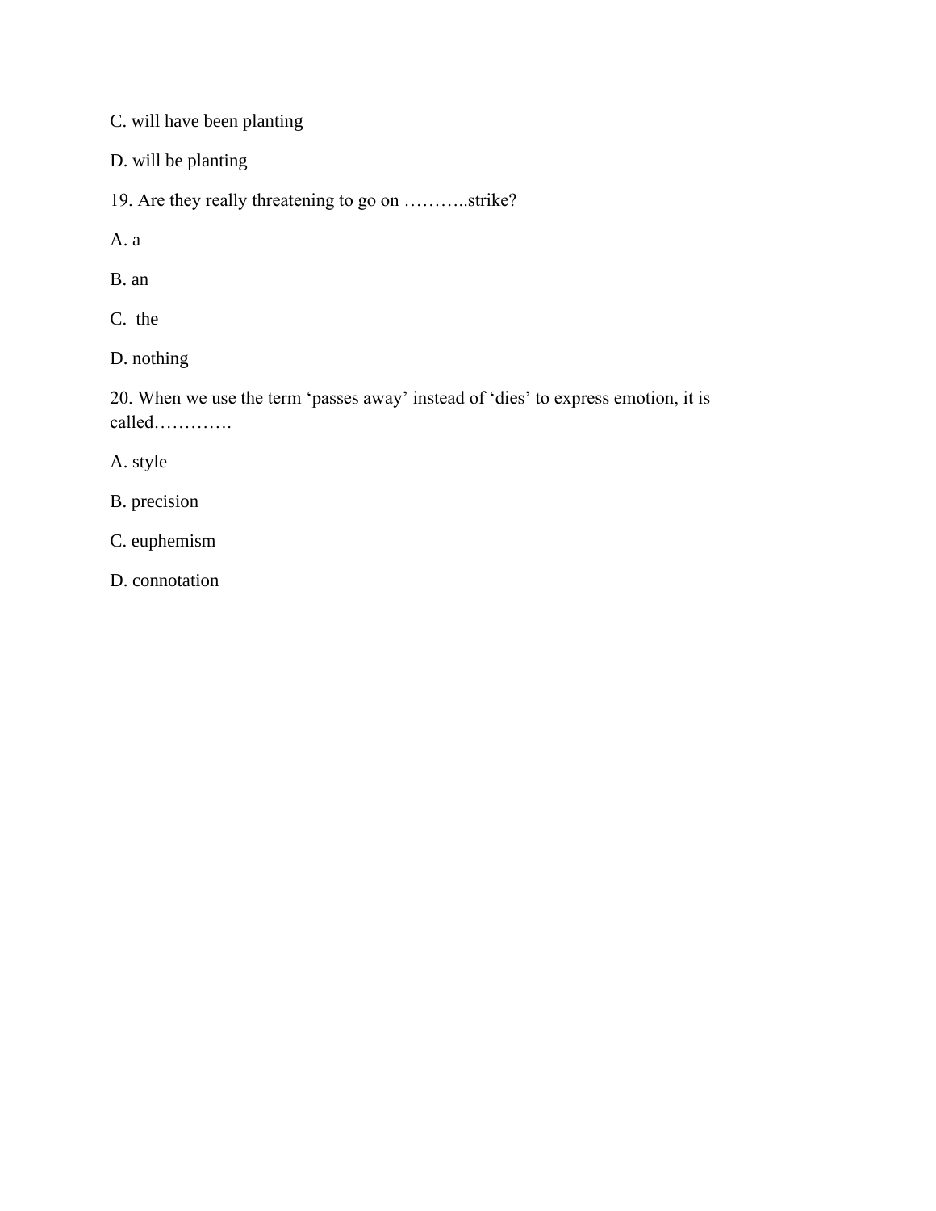C. will have been planting

D. will be planting

19. Are they really threatening to go on ………..strike?

A. a

B. an

C.  the

D. nothing

20. When we use the term ‘passes away’ instead of ‘dies’ to express emotion, it is called………….

A. style

B. precision

C. euphemism

D. connotation